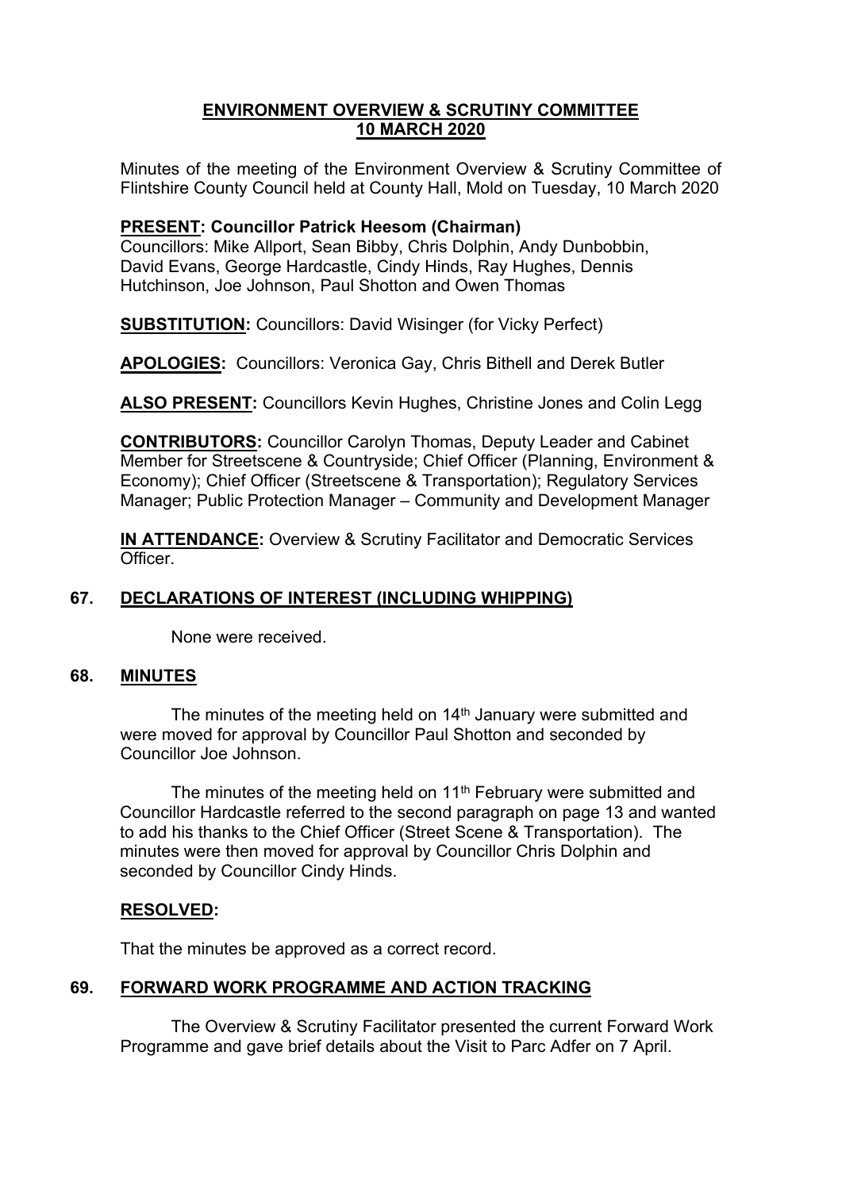# ENVIRONMENT OVERVIEW & SCRUTINY COMMITTEE
# 10 MARCH 2020

Minutes of the meeting of the Environment Overview & Scrutiny Committee of Flintshire County Council held at County Hall, Mold on Tuesday, 10 March 2020

**PRESENT: Councillor Patrick Heesom (Chairman)**
Councillors: Mike Allport, Sean Bibby, Chris Dolphin, Andy Dunbobbin, David Evans, George Hardcastle, Cindy Hinds, Ray Hughes, Dennis Hutchinson, Joe Johnson, Paul Shotton and Owen Thomas

**SUBSTITUTION:** Councillors: David Wisinger (for Vicky Perfect)

**APOLOGIES:** Councillors: Veronica Gay, Chris Bithell and Derek Butler

**ALSO PRESENT:** Councillors Kevin Hughes, Christine Jones and Colin Legg

**CONTRIBUTORS:** Councillor Carolyn Thomas, Deputy Leader and Cabinet Member for Streetscene & Countryside; Chief Officer (Planning, Environment & Economy); Chief Officer (Streetscene & Transportation); Regulatory Services Manager; Public Protection Manager – Community and Development Manager

**IN ATTENDANCE:** Overview & Scrutiny Facilitator and Democratic Services Officer.

## 67. DECLARATIONS OF INTEREST (INCLUDING WHIPPING)

None were received.

## 68. MINUTES

The minutes of the meeting held on 14th January were submitted and were moved for approval by Councillor Paul Shotton and seconded by Councillor Joe Johnson.

The minutes of the meeting held on 11th February were submitted and Councillor Hardcastle referred to the second paragraph on page 13 and wanted to add his thanks to the Chief Officer (Street Scene & Transportation). The minutes were then moved for approval by Councillor Chris Dolphin and seconded by Councillor Cindy Hinds.

**RESOLVED:**

That the minutes be approved as a correct record.

## 69. FORWARD WORK PROGRAMME AND ACTION TRACKING

The Overview & Scrutiny Facilitator presented the current Forward Work Programme and gave brief details about the Visit to Parc Adfer on 7 April.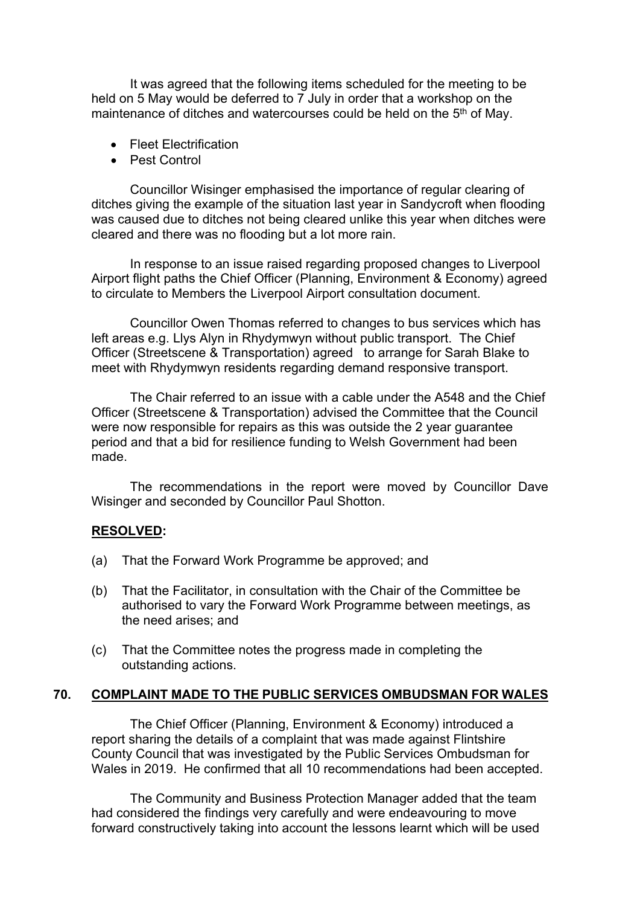It was agreed that the following items scheduled for the meeting to be held on 5 May would be deferred to 7 July in order that a workshop on the maintenance of ditches and watercourses could be held on the 5th of May.

- Fleet Electrification
- Pest Control

Councillor Wisinger emphasised the importance of regular clearing of ditches giving the example of the situation last year in Sandycroft when flooding was caused due to ditches not being cleared unlike this year when ditches were cleared and there was no flooding but a lot more rain.

In response to an issue raised regarding proposed changes to Liverpool Airport flight paths the Chief Officer (Planning, Environment & Economy) agreed to circulate to Members the Liverpool Airport consultation document.

Councillor Owen Thomas referred to changes to bus services which has left areas e.g. Llys Alyn in Rhydymwyn without public transport. The Chief Officer (Streetscene & Transportation) agreed to arrange for Sarah Blake to meet with Rhydymwyn residents regarding demand responsive transport.

The Chair referred to an issue with a cable under the A548 and the Chief Officer (Streetscene & Transportation) advised the Committee that the Council were now responsible for repairs as this was outside the 2 year guarantee period and that a bid for resilience funding to Welsh Government had been made.

The recommendations in the report were moved by Councillor Dave Wisinger and seconded by Councillor Paul Shotton.

**RESOLVED:**

(a) That the Forward Work Programme be approved; and

(b) That the Facilitator, in consultation with the Chair of the Committee be authorised to vary the Forward Work Programme between meetings, as the need arises; and

(c) That the Committee notes the progress made in completing the outstanding actions.

## 70. COMPLAINT MADE TO THE PUBLIC SERVICES OMBUDSMAN FOR WALES

The Chief Officer (Planning, Environment & Economy) introduced a report sharing the details of a complaint that was made against Flintshire County Council that was investigated by the Public Services Ombudsman for Wales in 2019. He confirmed that all 10 recommendations had been accepted.

The Community and Business Protection Manager added that the team had considered the findings very carefully and were endeavouring to move forward constructively taking into account the lessons learnt which will be used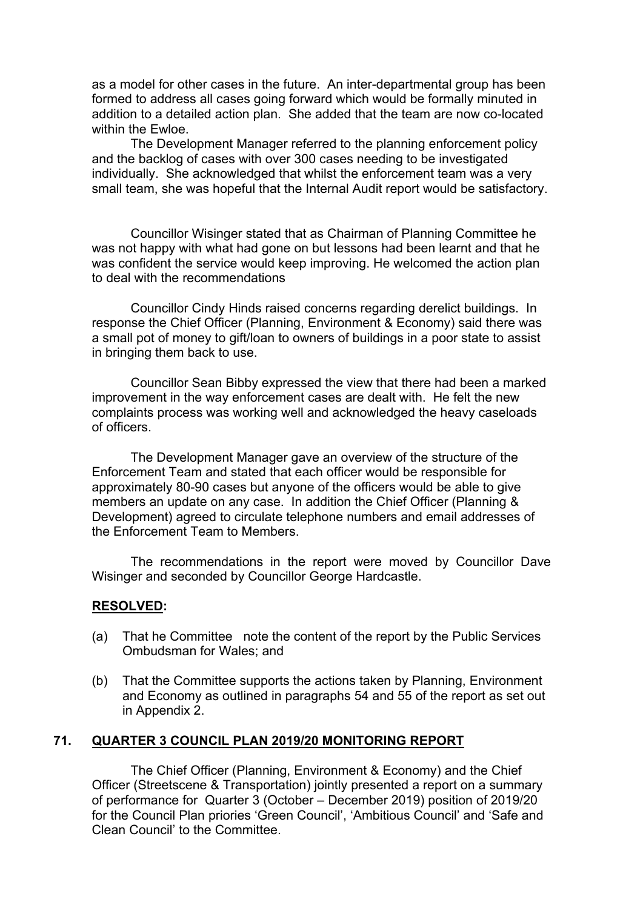as a model for other cases in the future. An inter-departmental group has been formed to address all cases going forward which would be formally minuted in addition to a detailed action plan. She added that the team are now co-located within the Ewloe.

The Development Manager referred to the planning enforcement policy and the backlog of cases with over 300 cases needing to be investigated individually. She acknowledged that whilst the enforcement team was a very small team, she was hopeful that the Internal Audit report would be satisfactory.

Councillor Wisinger stated that as Chairman of Planning Committee he was not happy with what had gone on but lessons had been learnt and that he was confident the service would keep improving. He welcomed the action plan to deal with the recommendations

Councillor Cindy Hinds raised concerns regarding derelict buildings. In response the Chief Officer (Planning, Environment & Economy) said there was a small pot of money to gift/loan to owners of buildings in a poor state to assist in bringing them back to use.

Councillor Sean Bibby expressed the view that there had been a marked improvement in the way enforcement cases are dealt with. He felt the new complaints process was working well and acknowledged the heavy caseloads of officers.

The Development Manager gave an overview of the structure of the Enforcement Team and stated that each officer would be responsible for approximately 80-90 cases but anyone of the officers would be able to give members an update on any case. In addition the Chief Officer (Planning & Development) agreed to circulate telephone numbers and email addresses of the Enforcement Team to Members.

The recommendations in the report were moved by Councillor Dave Wisinger and seconded by Councillor George Hardcastle.

**RESOLVED:**

(a) That he Committee note the content of the report by the Public Services Ombudsman for Wales; and

(b) That the Committee supports the actions taken by Planning, Environment and Economy as outlined in paragraphs 54 and 55 of the report as set out in Appendix 2.

## 71. QUARTER 3 COUNCIL PLAN 2019/20 MONITORING REPORT

The Chief Officer (Planning, Environment & Economy) and the Chief Officer (Streetscene & Transportation) jointly presented a report on a summary of performance for Quarter 3 (October – December 2019) position of 2019/20 for the Council Plan priories 'Green Council', 'Ambitious Council' and 'Safe and Clean Council' to the Committee.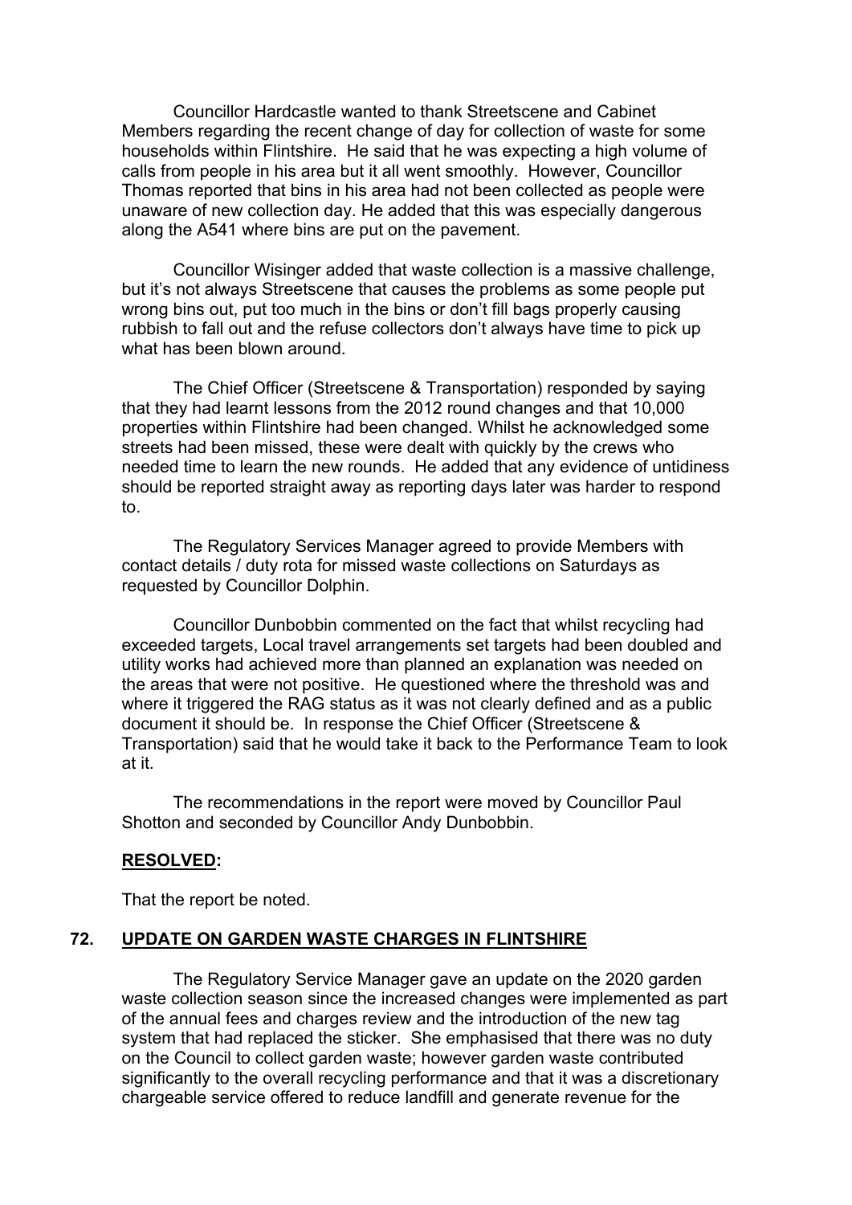Councillor Hardcastle wanted to thank Streetscene and Cabinet Members regarding the recent change of day for collection of waste for some households within Flintshire. He said that he was expecting a high volume of calls from people in his area but it all went smoothly. However, Councillor Thomas reported that bins in his area had not been collected as people were unaware of new collection day. He added that this was especially dangerous along the A541 where bins are put on the pavement.

Councillor Wisinger added that waste collection is a massive challenge, but it's not always Streetscene that causes the problems as some people put wrong bins out, put too much in the bins or don't fill bags properly causing rubbish to fall out and the refuse collectors don't always have time to pick up what has been blown around.

The Chief Officer (Streetscene & Transportation) responded by saying that they had learnt lessons from the 2012 round changes and that 10,000 properties within Flintshire had been changed. Whilst he acknowledged some streets had been missed, these were dealt with quickly by the crews who needed time to learn the new rounds. He added that any evidence of untidiness should be reported straight away as reporting days later was harder to respond to.

The Regulatory Services Manager agreed to provide Members with contact details / duty rota for missed waste collections on Saturdays as requested by Councillor Dolphin.

Councillor Dunbobbin commented on the fact that whilst recycling had exceeded targets, Local travel arrangements set targets had been doubled and utility works had achieved more than planned an explanation was needed on the areas that were not positive. He questioned where the threshold was and where it triggered the RAG status as it was not clearly defined and as a public document it should be. In response the Chief Officer (Streetscene & Transportation) said that he would take it back to the Performance Team to look at it.

The recommendations in the report were moved by Councillor Paul Shotton and seconded by Councillor Andy Dunbobbin.

**RESOLVED:**

That the report be noted.

## 72. UPDATE ON GARDEN WASTE CHARGES IN FLINTSHIRE

The Regulatory Service Manager gave an update on the 2020 garden waste collection season since the increased changes were implemented as part of the annual fees and charges review and the introduction of the new tag system that had replaced the sticker. She emphasised that there was no duty on the Council to collect garden waste; however garden waste contributed significantly to the overall recycling performance and that it was a discretionary chargeable service offered to reduce landfill and generate revenue for the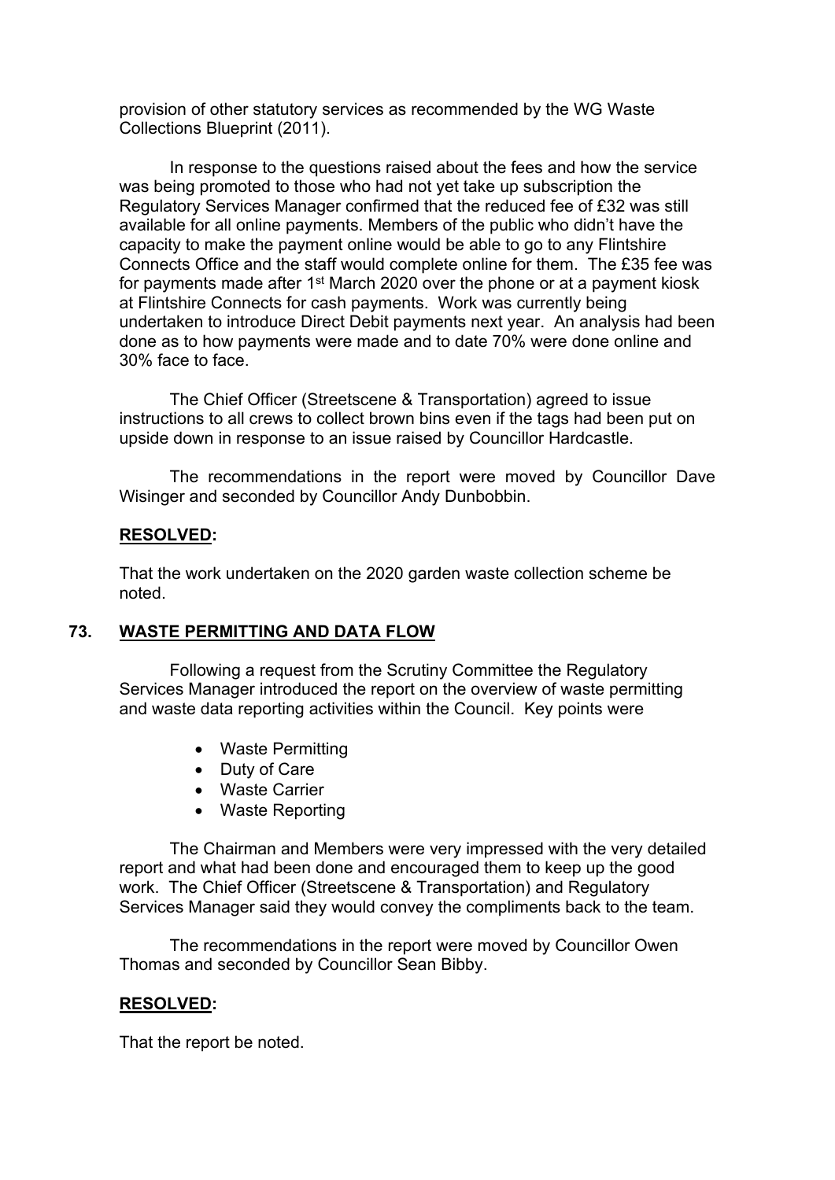provision of other statutory services as recommended by the WG Waste Collections Blueprint (2011).

In response to the questions raised about the fees and how the service was being promoted to those who had not yet take up subscription the Regulatory Services Manager confirmed that the reduced fee of £32 was still available for all online payments. Members of the public who didn't have the capacity to make the payment online would be able to go to any Flintshire Connects Office and the staff would complete online for them. The £35 fee was for payments made after 1st March 2020 over the phone or at a payment kiosk at Flintshire Connects for cash payments. Work was currently being undertaken to introduce Direct Debit payments next year. An analysis had been done as to how payments were made and to date 70% were done online and 30% face to face.

The Chief Officer (Streetscene & Transportation) agreed to issue instructions to all crews to collect brown bins even if the tags had been put on upside down in response to an issue raised by Councillor Hardcastle.

The recommendations in the report were moved by Councillor Dave Wisinger and seconded by Councillor Andy Dunbobbin.

**RESOLVED:**

That the work undertaken on the 2020 garden waste collection scheme be noted.

## 73. WASTE PERMITTING AND DATA FLOW

Following a request from the Scrutiny Committee the Regulatory Services Manager introduced the report on the overview of waste permitting and waste data reporting activities within the Council. Key points were

- Waste Permitting
- Duty of Care
- Waste Carrier
- Waste Reporting

The Chairman and Members were very impressed with the very detailed report and what had been done and encouraged them to keep up the good work. The Chief Officer (Streetscene & Transportation) and Regulatory Services Manager said they would convey the compliments back to the team.

The recommendations in the report were moved by Councillor Owen Thomas and seconded by Councillor Sean Bibby.

**RESOLVED:**

That the report be noted.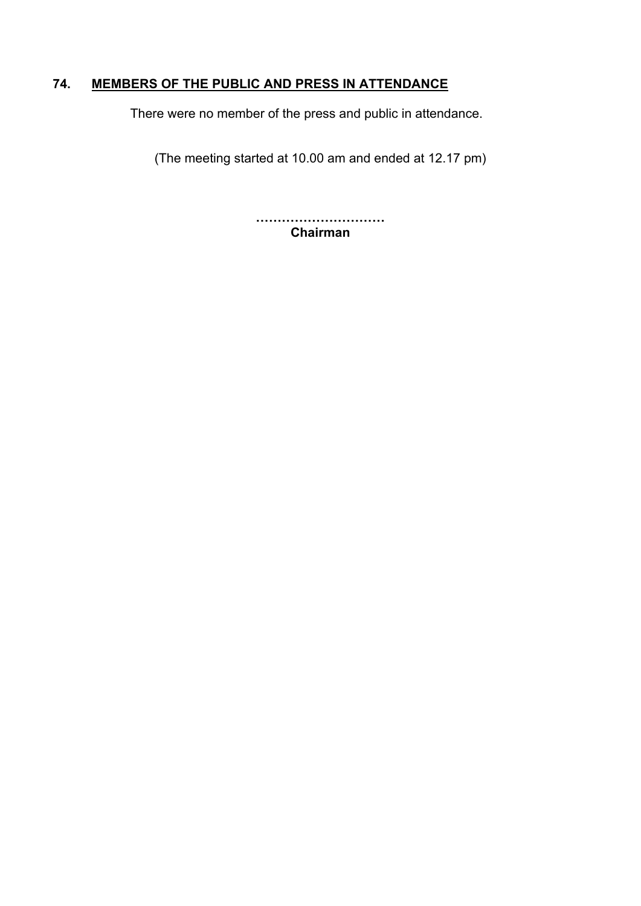## 74. **MEMBERS OF THE PUBLIC AND PRESS IN ATTENDANCE**

There were no member of the press and public in attendance.

(The meeting started at 10.00 am and ended at 12.17 pm)

…………………………
**Chairman**